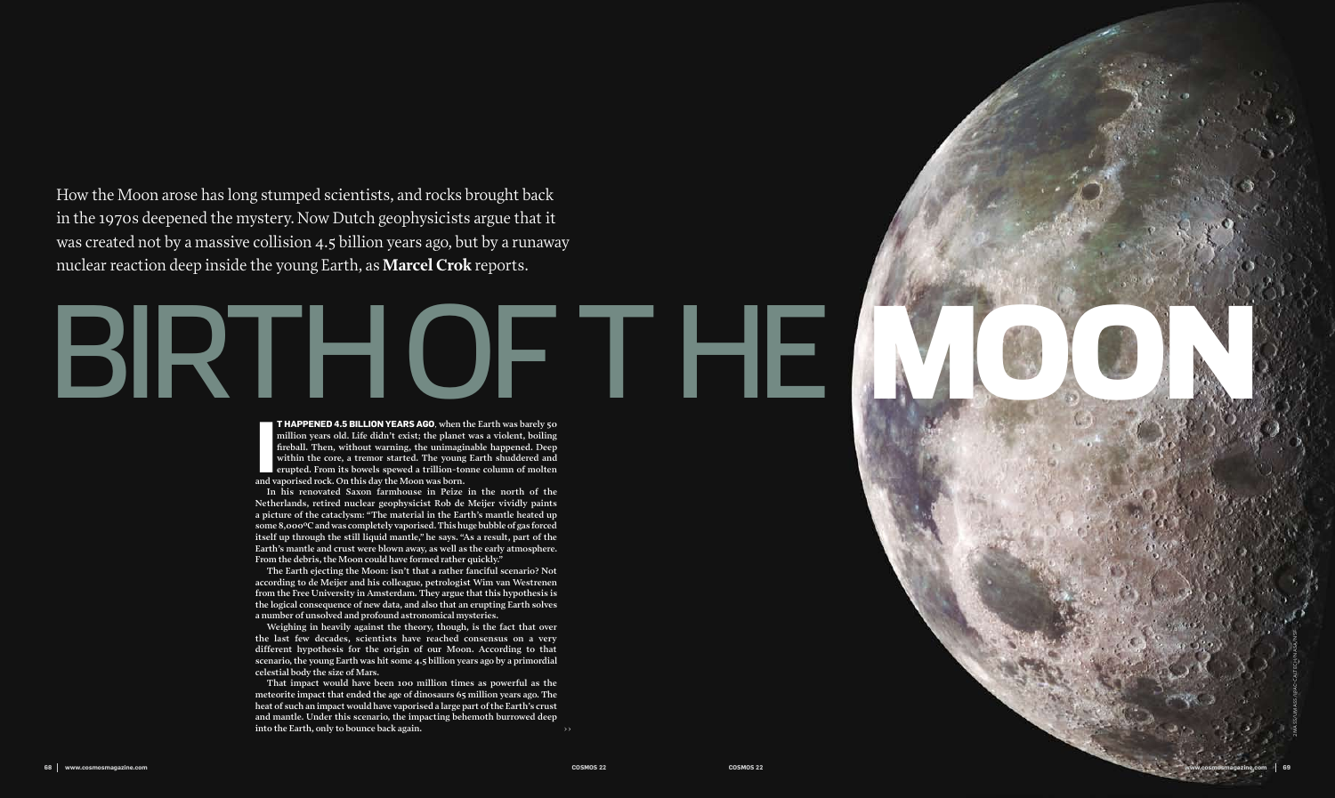How the Moon arose has long stumped scientists, and rocks brought back in the 1970s deepened the mystery. Now Dutch geophysicists argue that it was created not by a massive collision 4.5 billion years ago, but by a runaway nuclear reaction deep inside the young Earth, as **Marcel Crok** reports.

# BIRTH OF THE MOON

**IT HAPPENED 4.5 BILLION YEARS AGO**, when the Earth was barely 50 million years old. Life didn't exist; the planet was a violent, boiling fireball. Then, without warning, the unimaginable happened. Deep within the core, a tremor started. The young Earth shuddered and erupted. From its bowels spewed a trillion-tonne column of molten and vaporised rock. On this day the Moon was born.

In his renovated Saxon farmhouse in Peize in the north of the Netherlands, retired nuclear geophysicist Rob de Meijer vividly paints a picture of the cataclysm: "The material in the Earth's mantle heated up some 8,000ºC and was completely vaporised. This huge bubble of gas forced itself up through the still liquid mantle," he says. "As a result, part of the Earth's mantle and crust were blown away, as well as the early atmosphere. From the debris, the Moon could have formed rather quickly."

The Earth ejecting the Moon: isn't that a rather fanciful scenario? Not according to de Meijer and his colleague, petrologist Wim van Westrenen from the Free University in Amsterdam. They argue that this hypothesis is the logical consequence of new data, and also that an erupting Earth solves a number of unsolved and profound astronomical mysteries.

Weighing in heavily against the theory, though, is the fact that over the last few decades, scientists have reached consensus on a very different hypothesis for the origin of our Moon. According to that scenario, the young Earth was hit some 4.5 billion years ago by a primordial celestial body the size of Mars.

That impact would have been 100 million times as powerful as the meteorite impact that ended the age of dinosaurs 65 million years ago. The heat of such an impact would have vaporised a large part of the Earth's crust and mantle. Under this scenario, the impacting behemoth burrowed deep into the Earth, only to bounce back again.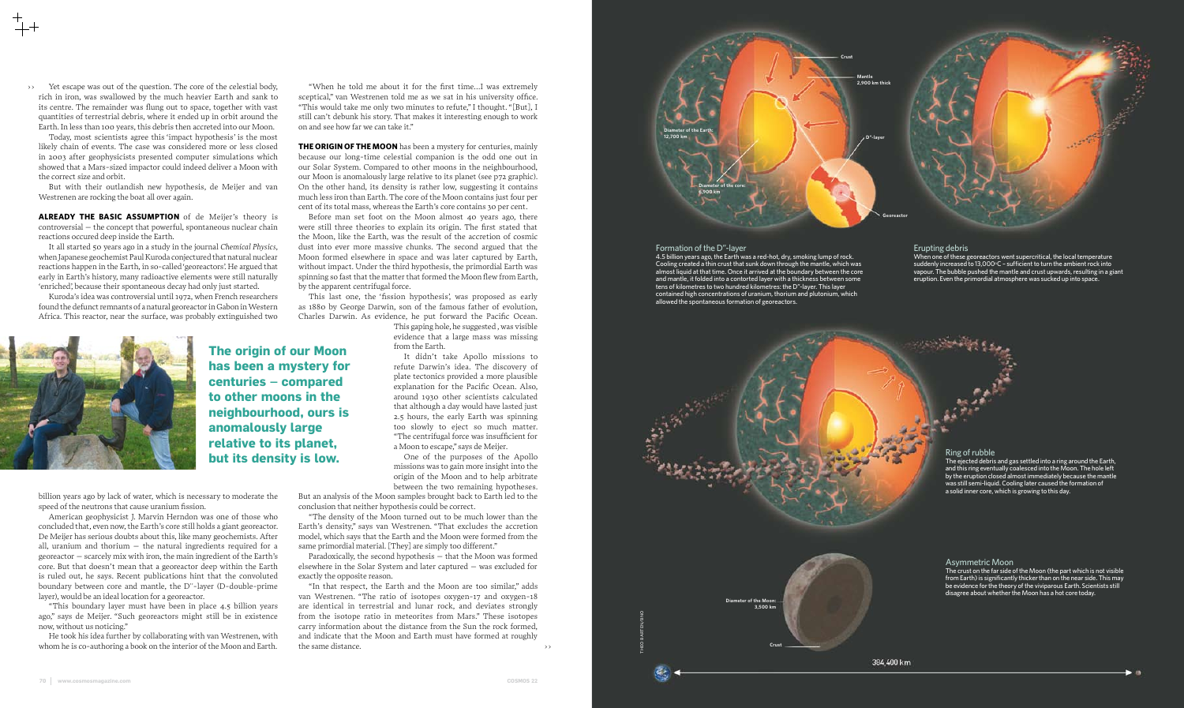Yet escape was out of the question. The core of the celestial body, rich in iron, was swallowed by the much heavier Earth and sank to its centre. The remainder was flung out to space, together with vast quantities of terrestrial debris, where it ended up in orbit around the Earth. In less than 100 years, this debris then accreted into our Moon.

Today, most scientists agree this 'impact hypothesis' is the most likely chain of events. The case was considered more or less closed in 2003 after geophysicists presented computer simulations which showed that a Mars-sized impactor could indeed deliver a Moon with the correct size and orbit.

But with their outlandish new hypothesis, de Meijer and van Westrenen are rocking the boat all over again.

**ALREADY THE BASIC ASSUMPTION** of de Meijer's theory is controversial – the concept that powerful, spontaneous nuclear chain reactions occured deep inside the Earth.

It all started 50 years ago in a study in the journal *Chemical Physics*, when Japanese geochemist Paul Kuroda conjectured that natural nuclear reactions happen in the Earth, in so-called 'georeactors'. He argued that early in Earth's history, many radioactive elements were still naturally 'enriched', because their spontaneous decay had only just started.

Kuroda's idea was controversial until 1972, when French researchers found the defunct remnants of a natural georeactor in Gabon in Western Africa. This reactor, near the surface, was probably extinguished two billion years ago by lack of water, which is necessary to moderate the speed of the neutrons that cause uranium fission.

American geophysicist J. Marvin Herndon was one of those who concluded that, even now, the Earth's core still holds a giant georeactor. De Meijer has serious doubts about this, like many geochemists. After all, uranium and thorium – the natural ingredients required for a georeactor – scarcely mix with iron, the main ingredient of the Earth's core. But that doesn't mean that a georeactor deep within the Earth is ruled out, he says. Recent publications hint that the convoluted boundary between core and mantle, the D''-layer (D-double-prime layer), would be an ideal location for a georeactor.

"This boundary layer must have been in place 4.5 billion years ago," says de Meijer. "Such georeactors might still be in existence now, without us noticing."

He took his idea further by collaborating with van Westrenen, with whom he is co-authoring a book on the interior of the Moon and Earth.

**The origin of our Moon has been a mystery for centuries – compared to other moons in the neighbourhood, ours is anomalously large relative to its planet, but its density is low.**

"When he told me about it for the first time...I was extremely sceptical," van Westrenen told me as we sat in his university office. "This would take me only two minutes to refute," I thought. "[But], I still can't debunk his story. That makes it interesting enough to work on and see how far we can take it."

**THE ORIGIN OF THE MOON** has been a mystery for centuries, mainly because our long-time celestial companion is the odd one out in our Solar System. Compared to other moons in the neighbourhood, our Moon is anomalously large relative to its planet (see p72 graphic). On the other hand, its density is rather low, suggesting it contains much less iron than Earth. The core of the Moon contains just four per cent of its total mass, whereas the Earth's core contains 30 per cent.

Before man set foot on the Moon almost 40 years ago, there were still three theories to explain its origin. The first stated that the Moon, like the Earth, was the result of the accretion of cosmic dust into ever more massive chunks. The second argued that the Moon formed elsewhere in space and was later captured by Earth, without impact. Under the third hypothesis, the primordial Earth was spinning so fast that the matter that formed the Moon flew from Earth, by the apparent centrifugal force.

This last one, the 'fission hypothesis', was proposed as early as 1880 by George Darwin, son of the famous father of evolution, Charles Darwin. As evidence, he put forward the Pacific Ocean. This gaping hole, he suggested, was visible evidence that a large mass was missing from the Earth.

It didn't take Apollo missions to refute Darwin's idea. The discovery of plate tectonics provided a more plausible explanation for the Pacific Ocean. Also, around 1930 other scientists calculated that although a day would have lasted just 2.5 hours, the early Earth was spinning too slowly to eject so much matter. "The centrifugal force was insufficient for a Moon to escape," says de Meijer.

One of the purposes of the Apollo missions was to gain more insight into the origin of the Moon and to help arbitrate between the two remaining hypotheses. But an analysis of the Moon samples brought back to Earth led to the conclusion that neither hypothesis could be correct.

"The density of the Moon turned out to be much lower than the Earth's density," says van Westrenen. "That excludes the accretion model, which says that the Earth and the Moon were formed from the same primordial material. [They] are simply too different."

Paradoxically, the second hypothesis – that the Moon was formed elsewhere in the Solar System and later captured – was excluded for exactly the opposite reason.

"In that respect, the Earth and the Moon are too similar," adds van Westrenen. "The ratio of isotopes oxygen-17 and oxygen-18 are identical in terrestrial and lunar rock, and deviates strongly from the isotope ratio in meteorites from Mars." These isotopes carry information about the distance from the Sun the rock formed, and indicate that the Moon and Earth must have formed at roughly the same distance.

Crust

Mantle 2,900 km thick

Diameter of the Earth: 12,700 km

D''-layer

Diameter of the core: 6,900 km

Georeactor

**Formation of the D''-layer**

4.5 billion years ago, the Earth was a red-hot, dry, smoking lump of rock. Cooling created a thin crust that sunk down through the mantle, which was almost liquid at that time. Once it arrived at the boundary between the core and mantle, it folded into a contorted layer with a thickness between some tens of kilometres to two hundred kilometres: the D''-layer. This layer contained high concentrations of uranium, thorium and plutonium, which allowed the spontaneous formation of georeactors.

**Erupting debris**

When one of these georeactors went supercritical, the local temperature suddenly increased to 13,000°C – sufficient to turn the ambient rock into vapour. The bubble pushed the mantle and crust upwards, resulting in a giant eruption. Even the primordial atmosphere was sucked up into space.

**Ring of rubble**

The ejected debris and gas settled into a ring around the Earth, and this ring eventually coalesced into the Moon. The hole left by the eruption closed almost immediately because the mantle was still semi-liquid. Cooling later caused the formation of a solid inner core, which is growing to this day.

**Asymmetric Moon**

The crust on the far side of the Moon (the part which is not visible from Earth) is significantly thicker than on the near side. This may be evidence for the theory of the viviparous Earth. Scientists still disagree about whether the Moon has a hot core today.

Diameter of the Moon: 3,500 km

Crust

384,400 km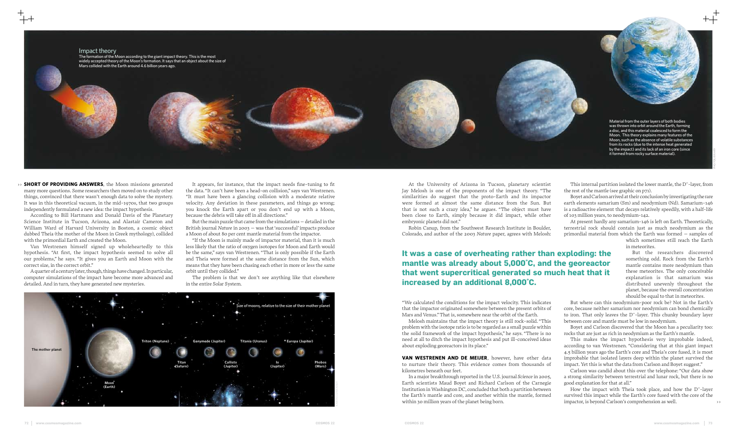## Impact theory

The formation of the Moon according to the giant impact theory. This is the most widely accepted theory of the Moon's formation. It says that an object about the size of Mars collided with the Earth around 4.6 billion years ago.

Material from the outer layers of both bodies was thrown into orbit around the Earth, forming a disc, and this material coalesced to form the Moon. This theory explains many features of the Moon, such as the absence of volatile substances from its rocks (due to the intense heat generated by the impact) and its lack of an iron core (since it formed from rocky surface material).

**SHORT OF PROVIDING ANSWERS**, the Moon missions generated many more questions. Some researchers then moved on to study other things, convinced that there wasn't enough data to solve the mystery. It was in this theoretical vacuum, in the mid-1970s, that two groups independently formulated a new idea: the impact hypothesis.

According to Bill Hartmann and Donald Davis of the Planetary Science Institute in Tucson, Arizona, and Alastair Cameron and William Ward of Harvard University in Boston, a cosmic object dubbed Theia (the mother of the Moon in Greek mythology), collided with the primordial Earth and created the Moon.

Van Westrenen himself signed up wholeheartedly to this hypothesis. "At first, the impact hypothesis seemed to solve all our problems," he says. "It gives you an Earth and Moon with the correct size, in the correct orbit."

A quarter of a century later, though, things have changed. In particular, computer simulations of the impact have become more advanced and detailed. And in turn, they have generated new mysteries.

It appears, for instance, that the impact needs fine-tuning to fit the data. "It can't have been a head-on collision," says van Westrenen. "It must have been a glancing collision with a moderate relative velocity. Any deviation in these parameters, and things go wrong; you knock the Earth apart or you don't end up with a Moon, because the debris will take off in all directions."

But the main puzzle that came from the simulations – detailed in the British journal *Nature* in 2003 – was that 'successful' impacts produce a Moon of about 80 per cent mantle material from the impactor.

"If the Moon is mainly made of impactor material, than it is much less likely that the ratio of oxygen isotopes for Moon and Earth would be the same," says van Westrenen. "That is only possible if the Earth and Theia were formed at the same distance from the Sun, which means that they have been chasing each other in more or less the same orbit until they collided."

The problem is that we don't see anything like that elsewhere in the entire Solar System.

Size of moons, relative to the size of their mother planet

The mother planet; Moon (Earth); Triton (Neptune); Titan (Saturn); Ganymede (Jupiter); Callisto (Jupiter); Titania (Uranus); Io (Jupiter); Europa (Jupiter); Phobos (Mars)

At the University of Arizona in Tucson, planetary scientist Jay Melosh is one of the proponents of the impact theory. "The similarities do suggest that the proto-Earth and its impactor were formed at almost the same distance from the Sun. But that is not such a crazy idea," he argues. "The object must have been close to Earth, simply because it did impact, while other embryonic planets did not."

Robin Canup, from the Southwest Research Institute in Boulder, Colorado, and author of the 2003 *Nature* paper, agrees with Melosh:

**It was a case of overheating rather than exploding: the mantle was already about 5,000°C, and the georeactor that went supercritical generated so much heat that it increased by an additional 8,000°C.**

"We calculated the conditions for the impact velocity. This indicates that the impactor originated somewhere between the present orbits of Mars and Venus." That is, somewhere near the orbit of the Earth.

Melosh maintains that the impact theory is still rock-solid. "This problem with the isotope ratio is to be regarded as a small puzzle within the solid framework of the impact hypothesis," he says. "There is no need at all to ditch the impact hypothesis and put ill-conceived ideas about exploding georeactors in its place."

**VAN WESTRENEN AND DE MEIJER**, however, have other data to nurture their theory. This evidence comes from thousands of kilometres beneath our feet.

In a major breakthrough reported in the U.S. journal *Science* in 2005, Earth scientists Maud Boyet and Richard Carlson of the Carnegie Institution in Washington DC, concluded that both a partition between the Earth's mantle and core, and another within the mantle, formed within 30 million years of the planet being born.

This internal partition isolated the lower mantle, the D″-layer, from the rest of the mantle (see graphic on p71).

Boyet and Carlson arrived at their conclusion by investigating the rare earth elements samarium (Sm) and neodymium (Nd). Samarium-146 is a radioactive element that decays relatively speedily, with a half-life of 103 million years, to neodymium-142.

At present hardly any samarium-146 is left on Earth. Theoretically, terrestrial rock should contain just as much neodymium as the primordial material from which the Earth was formed – samples of which sometimes still reach the Earth in meteorites.

But the researchers discovered something odd. Rock from the Earth's mantle contains more neodymium than these meteorites. The only conceivable explanation is that samarium was distributed unevenly throughout the planet, because the overall concentration should be equal to that in meteorites.

But where can this neodymium-poor rock be? Not in the Earth's core, because neither samarium nor neodymium can bond chemically to iron. That only leaves the D″-layer. This chunky boundary layer between core and mantle must be low in neodymium.

Boyet and Carlson discovered that the Moon has a peculiarity too: rocks that are just as rich in neodymium as the Earth's mantle.

This makes the impact hypothesis very improbable indeed, according to van Westrenen. "Considering that at this giant impact 4.5 billion years ago the Earth's core and Theia's core fused, it is most improbable that isolated layers deep within the planet survived the impact. Yet this is what the data from Carlson and Boyet suggest."

Carlson was candid about this over the telephone: "Our data show a strong similarity between terrestrial and lunar rock, but there is no good explanation for that at all."

How the impact with Theia took place, and how the D″-layer survived this impact while the Earth's core fused with the core of the impactor, is beyond Carlson's comprehension as well.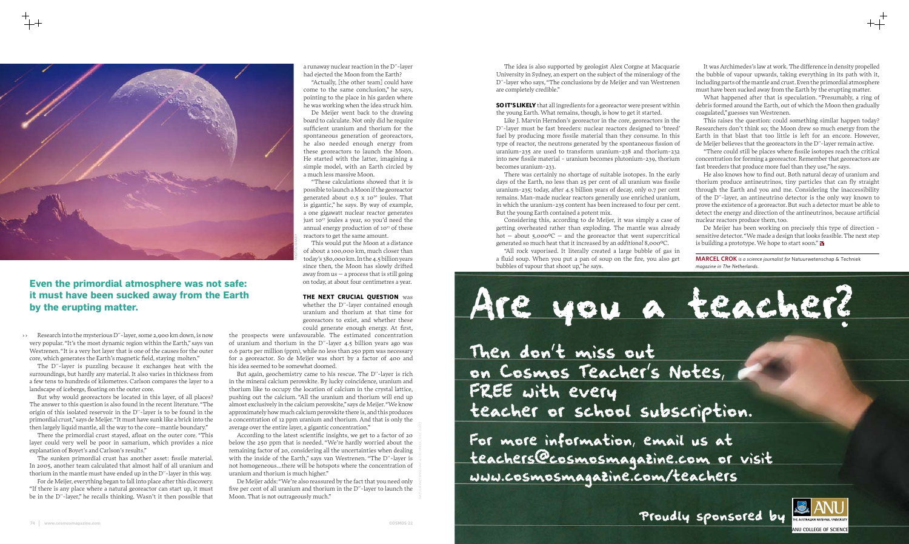**Even the primordial atmosphere was not safe: it must have been sucked away from the Earth by the erupting matter.**

Research into the mysterious D″-layer, some 2,900 km down, is now very popular. "It's the most dynamic region within the Earth," says van Westrenen. "It is a very hot layer that is one of the causes for the outer core, which generates the Earth's magnetic field, staying molten."

The D″-layer is puzzling because it exchanges heat with the surroundings, but hardly any material. It also varies in thickness from a few tens to hundreds of kilometres. Carlson compares the layer to a landscape of icebergs, floating on the outer core.

But why would georeactors be located in this layer, of all places? The answer to this question is also found in the recent literature. "The origin of this isolated reservoir in the D″-layer is to be found in the primordial crust," says de Meijer. "It must have sunk like a brick into the then largely liquid mantle, all the way to the core–mantle boundary."

There the primordial crust stayed, afloat on the outer core. "This layer could very well be poor in samarium, which provides a nice explanation of Boyet's and Carlson's results."

The sunken primordial crust has another asset: fissile material. In 2005, another team calculated that almost half of all uranium and thorium in the mantle must have ended up in the D″-layer in this way.

For de Meijer, everything began to fall into place after this discovery. "If there is any place where a natural georeactor can start up, it must be in the D″-layer," he recalls thinking. Wasn't it then possible that a runaway nuclear reaction in the D″-layer had ejected the Moon from the Earth?

"Actually, [the other team] could have come to the same conclusion," he says, pointing to the place in his garden where he was working when the idea struck him.

De Meijer went back to the drawing board to calculate. Not only did he require sufficient uranium and thorium for the spontaneous generation of georeactors, he also needed enough energy from these georeactors to launch the Moon. He started with the latter, imagining a simple model, with an Earth circled by a much less massive Moon.

"These calculations showed that it is possible to launch a Moon if the georeactor generated about 0.5 x $10^{30}$ joules. That is gigantic," he says. By way of example, a one gigawatt nuclear reactor generates just $10^{17}$ joules a year, so you'd need the annual energy production of $10^{13}$ of these reactors to get the same amount.

This would put the Moon at a distance of about a 100,000 km, much closer than today's 380,000 km. In the 4.5 billion years since then, the Moon has slowly drifted away from us — a process that is still going on today, at about four centimetres a year.

**THE NEXT CRUCIAL QUESTION** was whether the D″-layer contained enough uranium and thorium at that time for georeactors to exist, and whether these could generate enough energy. At first, the prospects were unfavourable. The estimated concentration of uranium and thorium in the D″-layer 4.5 billion years ago was 0.6 parts per million (ppm), while no less than 250 ppm was necessary for a georeactor. So de Meijer was short by a factor of 400 and his idea seemed to be somewhat doomed.

But again, geochemistry came to his rescue. The D″-layer is rich in the mineral calcium perovskite. By lucky coincidence, uranium and thorium like to occupy the location of calcium in the crystal lattice, pushing out the calcium. "All the uranium and thorium will end up almost exclusively in the calcium perovskite," says de Meijer. "We know approximately how much calcium perovskite there is, and this produces a concentration of 12 ppm uranium and thorium. And that is only the average over the entire layer, a gigantic concentration."

According to the latest scientific insights, we get to a factor of 20 below the 250 ppm that is needed. "We're hardly worried about the remaining factor of 20, considering all the uncertainties when dealing with the inside of the Earth," says van Westrenen. "The D″-layer is not homogeneous…there will be hotspots where the concentration of uranium and thorium is much higher."

De Meijer adds: "We're also reassured by the fact that you need only five per cent of all uranium and thorium in the D″-layer to launch the Moon. That is not outrageously much."

The idea is also supported by geologist Alex Corgne at Macquarie University in Sydney, an expert on the subject of the mineralogy of the D″-layer who says, "The conclusions by de Meijer and van Westrenen are completely credible."

**SO IT'S LIKELY** that all ingredients for a georeactor were present within the young Earth. What remains, though, is how to get it started.

Like J. Marvin Herndon's georeactor in the core, georeactors in the D″-layer must be fast breeders: nuclear reactors designed to 'breed' fuel by producing more fissile material than they consume. In this type of reactor, the neutrons generated by the spontaneous fission of uranium-235 are used to transform uranium-238 and thorium-232 into new fissile material - uranium becomes plutonium-239, thorium becomes uranium-233.

There was certainly no shortage of suitable isotopes. In the early days of the Earth, no less than 25 per cent of all uranium was fissile uranium-235; today, after 4.5 billion years of decay, only 0.7 per cent remains. Man-made nuclear reactors generally use enriched uranium, in which the uranium-235 content has been increased to four per cent. But the young Earth contained a potent mix.

Considering this, according to de Meijer, it was simply a case of getting overheated rather than exploding. The mantle was already hot — about 5,000ºC — and the georeactor that went supercritical generated so much heat that it increased by an *additional* 8,000ºC.

"All rock vaporised. It literally created a large bubble of gas in a fluid soup. When you put a pan of soup on the fire, you also get bubbles of vapour that shoot up," he says.

It was Archimedes's law at work. The difference in density propelled the bubble of vapour upwards, taking everything in its path with it, including parts of the mantle and crust. Even the primordial atmosphere must have been sucked away from the Earth by the erupting matter.

What happened after that is speculation. "Presumably, a ring of debris formed around the Earth, out of which the Moon then gradually coagulated," guesses van Westrenen.

This raises the question: could something similar happen today? Researchers don't think so; the Moon drew so much energy from the Earth in that blast that too little is left for an encore. However, de Meijer believes that the georeactors in the D″-layer remain active.

"There could still be places where fissile isotopes reach the critical concentration for forming a georeactor. Remember that georeactors are fast breeders that produce more fuel than they use," he says.

He also knows how to find out. Both natural decay of uranium and thorium produce antineutrinos, tiny particles that can fly straight through the Earth and you and me. Considering the inaccessibility of the D″-layer, an antineutrino detector is the only way known to prove the existence of a georeactor. But such a detector must be able to detect the energy and direction of the antineutrinos, because artificial nuclear reactors produce them, too.

De Meijer has been working on precisely this type of direction - sensitive detector. "We made a design that looks feasible. The next step is building a prototype. We hope to start soon."

**MARCEL CROK** *is a science journalist for Natuurwetenschap & Techniek magazine in The Netherlands.*

# Are you a teacher?

Then don't miss out on Cosmos Teacher's Notes, FREE with every teacher or school subscription.

For more information, email us at teachers@cosmosmagazine.com or visit www.cosmosmagazine.com/teachers

Proudly sponsored by ANU College of Science